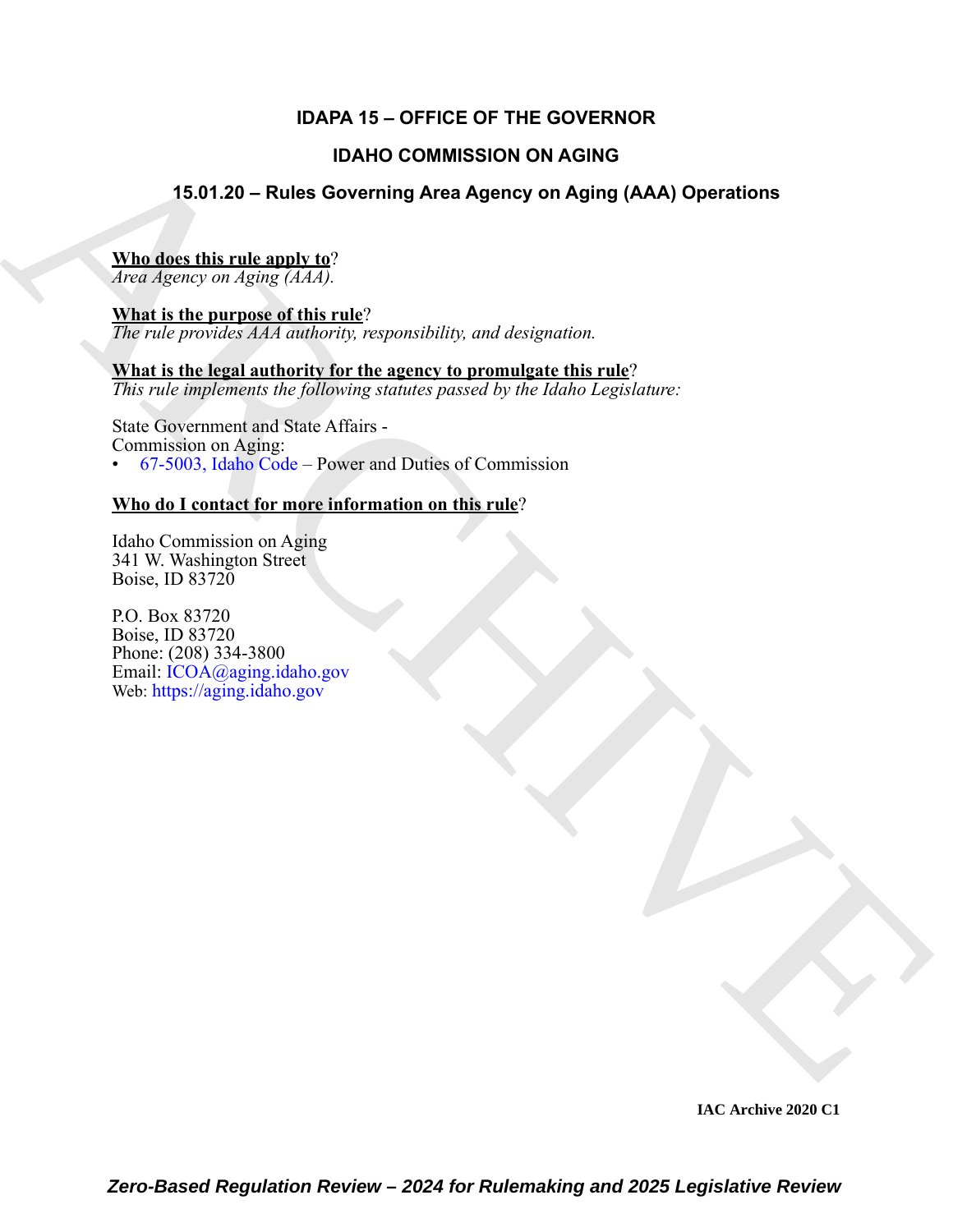# IDAPA 15 – OFFICE OF THE GOVERNOR

## IDAHO COMMISSION ON AGING

## 15.01.20 – Rules Governing Area Agency on Aging (AAA) Operations

**Who does this rule apply to**?
*Area Agency on Aging (AAA).*

**What is the purpose of this rule**?
*The rule provides AAA authority, responsibility, and designation.*

**What is the legal authority for the agency to promulgate this rule**?
*This rule implements the following statutes passed by the Idaho Legislature:*

State Government and State Affairs -
Commission on Aging:
- 67-5003, Idaho Code – Power and Duties of Commission

**Who do I contact for more information on this rule**?

Idaho Commission on Aging
341 W. Washington Street
Boise, ID 83720

P.O. Box 83720
Boise, ID 83720
Phone: (208) 334-3800
Email: ICOA@aging.idaho.gov
Web: https://aging.idaho.gov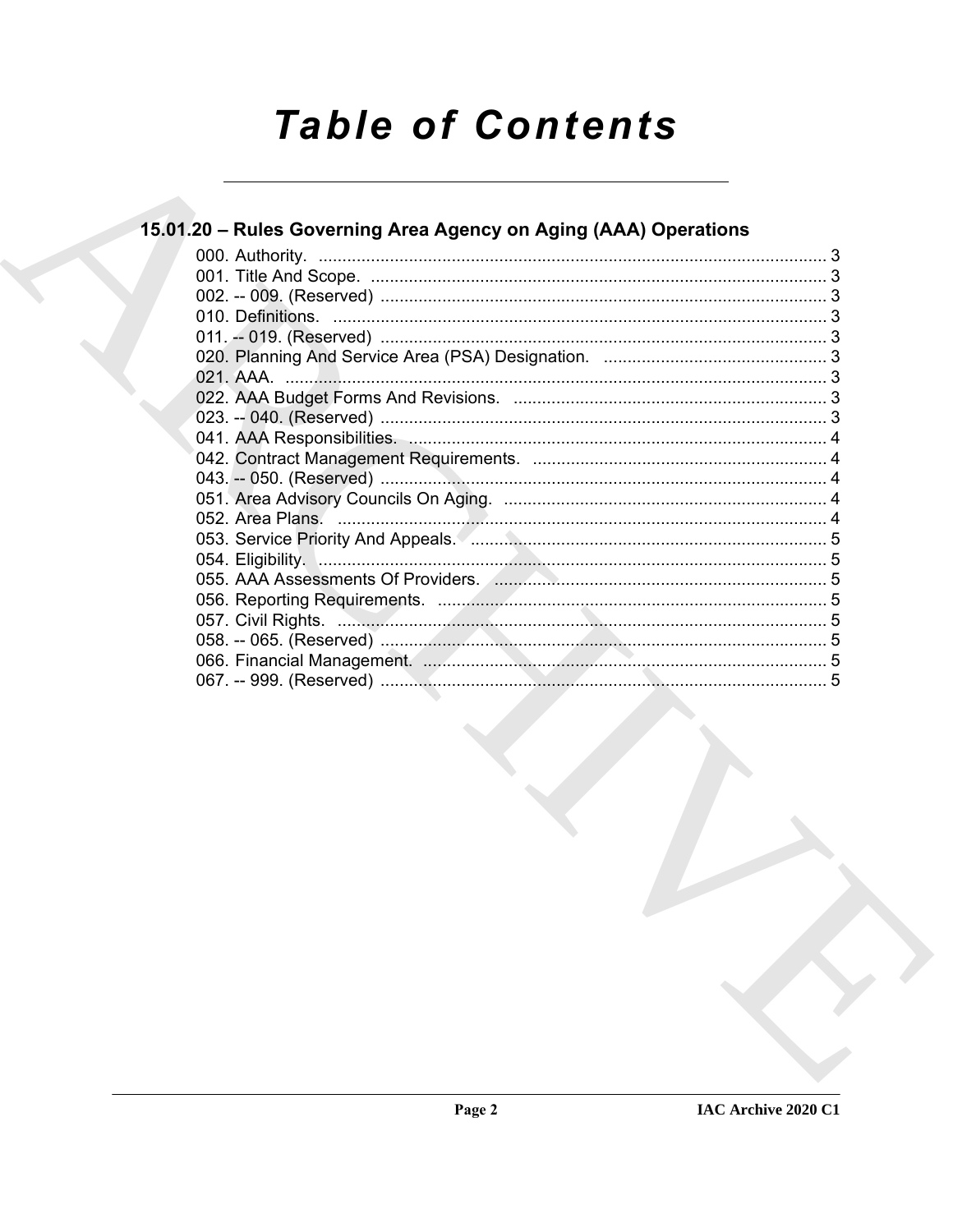# Table of Contents

## 15.01.20 – Rules Governing Area Agency on Aging (AAA) Operations

000. Authority. ........................................................................................................... 3
001. Title And Scope. ................................................................................................. 3
002. -- 009. (Reserved) .............................................................................................. 3
010. Definitions. ........................................................................................................ 3
011. -- 019. (Reserved) .............................................................................................. 3
020. Planning And Service Area (PSA) Designation. ............................................... 3
021. AAA. ................................................................................................................... 3
022. AAA Budget Forms And Revisions. ................................................................... 3
023. -- 040. (Reserved) .............................................................................................. 3
041. AAA Responsibilities. ........................................................................................ 4
042. Contract Management Requirements. .............................................................. 4
043. -- 050. (Reserved) .............................................................................................. 4
051. Area Advisory Councils On Aging. .................................................................... 4
052. Area Plans. ......................................................................................................... 4
053. Service Priority And Appeals. ........................................................................... 5
054. Eligibility. ........................................................................................................... 5
055. AAA Assessments Of Providers. ...................................................................... 5
056. Reporting Requirements. .................................................................................. 5
057. Civil Rights. ....................................................................................................... 5
058. -- 065. (Reserved) .............................................................................................. 5
066. Financial Management. ..................................................................................... 5
067. -- 999. (Reserved) .............................................................................................. 5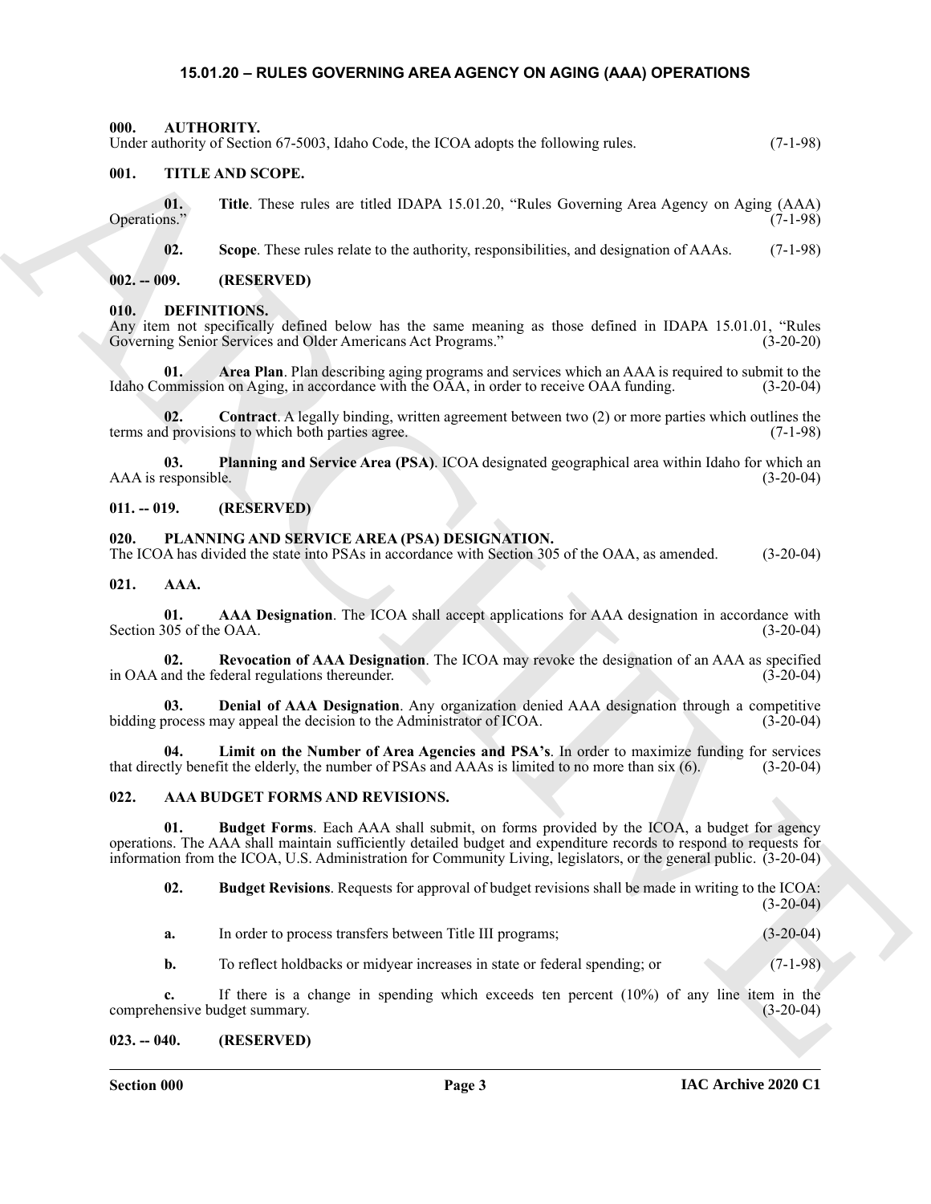## 15.01.20 – RULES GOVERNING AREA AGENCY ON AGING (AAA) OPERATIONS

### 000. AUTHORITY.

Under authority of Section 67-5003, Idaho Code, the ICOA adopts the following rules. (7-1-98)

### 001. TITLE AND SCOPE.

**01. Title**. These rules are titled IDAPA 15.01.20, "Rules Governing Area Agency on Aging (AAA) Operations." (7-1-98)

**02. Scope**. These rules relate to the authority, responsibilities, and designation of AAAs. (7-1-98)

### 002. -- 009. (RESERVED)

### 010. DEFINITIONS.

Any item not specifically defined below has the same meaning as those defined in IDAPA 15.01.01, "Rules Governing Senior Services and Older Americans Act Programs." (3-20-20)

**01. Area Plan**. Plan describing aging programs and services which an AAA is required to submit to the Idaho Commission on Aging, in accordance with the OAA, in order to receive OAA funding. (3-20-04)

**02. Contract**. A legally binding, written agreement between two (2) or more parties which outlines the terms and provisions to which both parties agree. (7-1-98)

**03. Planning and Service Area (PSA)**. ICOA designated geographical area within Idaho for which an AAA is responsible. (3-20-04)

### 011. -- 019. (RESERVED)

### 020. PLANNING AND SERVICE AREA (PSA) DESIGNATION.

The ICOA has divided the state into PSAs in accordance with Section 305 of the OAA, as amended. (3-20-04)

### 021. AAA.

**01. AAA Designation**. The ICOA shall accept applications for AAA designation in accordance with Section 305 of the OAA. (3-20-04)

**02. Revocation of AAA Designation**. The ICOA may revoke the designation of an AAA as specified in OAA and the federal regulations thereunder. (3-20-04)

**03. Denial of AAA Designation**. Any organization denied AAA designation through a competitive bidding process may appeal the decision to the Administrator of ICOA. (3-20-04)

**04. Limit on the Number of Area Agencies and PSA's**. In order to maximize funding for services that directly benefit the elderly, the number of PSAs and AAAs is limited to no more than six (6). (3-20-04)

### 022. AAA BUDGET FORMS AND REVISIONS.

**01. Budget Forms**. Each AAA shall submit, on forms provided by the ICOA, a budget for agency operations. The AAA shall maintain sufficiently detailed budget and expenditure records to respond to requests for information from the ICOA, U.S. Administration for Community Living, legislators, or the general public. (3-20-04)

**02. Budget Revisions**. Requests for approval of budget revisions shall be made in writing to the ICOA: (3-20-04)

**a.** In order to process transfers between Title III programs; (3-20-04)

**b.** To reflect holdbacks or midyear increases in state or federal spending; or (7-1-98)

**c.** If there is a change in spending which exceeds ten percent (10%) of any line item in the comprehensive budget summary. (3-20-04)

### 023. -- 040. (RESERVED)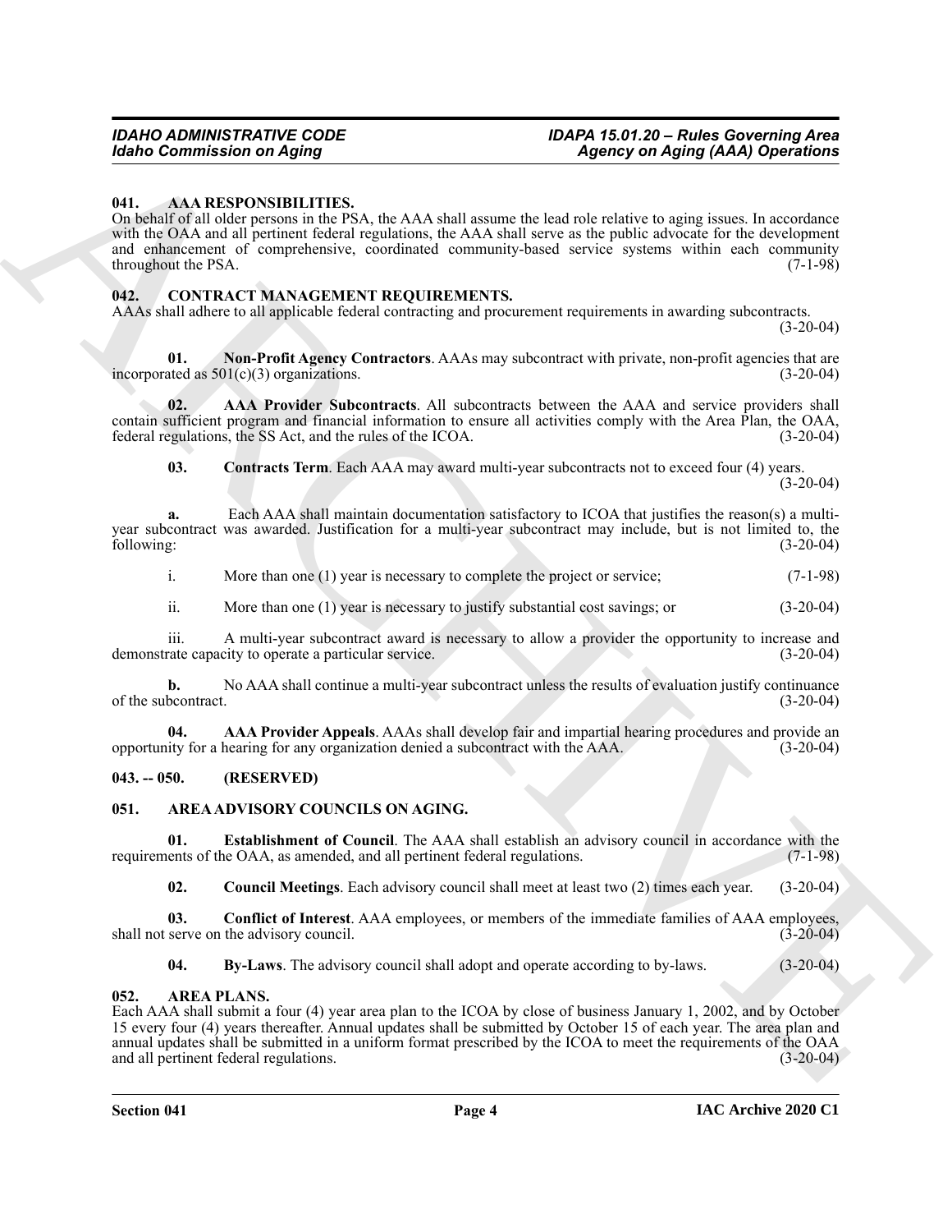### 041. AAA RESPONSIBILITIES.

On behalf of all older persons in the PSA, the AAA shall assume the lead role relative to aging issues. In accordance with the OAA and all pertinent federal regulations, the AAA shall serve as the public advocate for the development and enhancement of comprehensive, coordinated community-based service systems within each community throughout the PSA. (7-1-98)

### 042. CONTRACT MANAGEMENT REQUIREMENTS.

AAAs shall adhere to all applicable federal contracting and procurement requirements in awarding subcontracts. (3-20-04)

**01. Non-Profit Agency Contractors**. AAAs may subcontract with private, non-profit agencies that are incorporated as 501(c)(3) organizations. (3-20-04)

**02. AAA Provider Subcontracts**. All subcontracts between the AAA and service providers shall contain sufficient program and financial information to ensure all activities comply with the Area Plan, the OAA, federal regulations, the SS Act, and the rules of the ICOA. (3-20-04)

**03. Contracts Term**. Each AAA may award multi-year subcontracts not to exceed four (4) years. (3-20-04)

**a.** Each AAA shall maintain documentation satisfactory to ICOA that justifies the reason(s) a multi-year subcontract was awarded. Justification for a multi-year subcontract may include, but is not limited to, the following: (3-20-04)

i. More than one (1) year is necessary to complete the project or service; (7-1-98)

ii. More than one (1) year is necessary to justify substantial cost savings; or (3-20-04)

iii. A multi-year subcontract award is necessary to allow a provider the opportunity to increase and demonstrate capacity to operate a particular service. (3-20-04)

**b.** No AAA shall continue a multi-year subcontract unless the results of evaluation justify continuance of the subcontract. (3-20-04)

**04. AAA Provider Appeals**. AAAs shall develop fair and impartial hearing procedures and provide an opportunity for a hearing for any organization denied a subcontract with the AAA. (3-20-04)

### 043. -- 050. (RESERVED)

### 051. AREA ADVISORY COUNCILS ON AGING.

**01. Establishment of Council**. The AAA shall establish an advisory council in accordance with the requirements of the OAA, as amended, and all pertinent federal regulations. (7-1-98)

**02. Council Meetings**. Each advisory council shall meet at least two (2) times each year. (3-20-04)

**03. Conflict of Interest**. AAA employees, or members of the immediate families of AAA employees, shall not serve on the advisory council. (3-20-04)

**04. By-Laws**. The advisory council shall adopt and operate according to by-laws. (3-20-04)

### 052. AREA PLANS.

Each AAA shall submit a four (4) year area plan to the ICOA by close of business January 1, 2002, and by October 15 every four (4) years thereafter. Annual updates shall be submitted by October 15 of each year. The area plan and annual updates shall be submitted in a uniform format prescribed by the ICOA to meet the requirements of the OAA and all pertinent federal regulations. (3-20-04)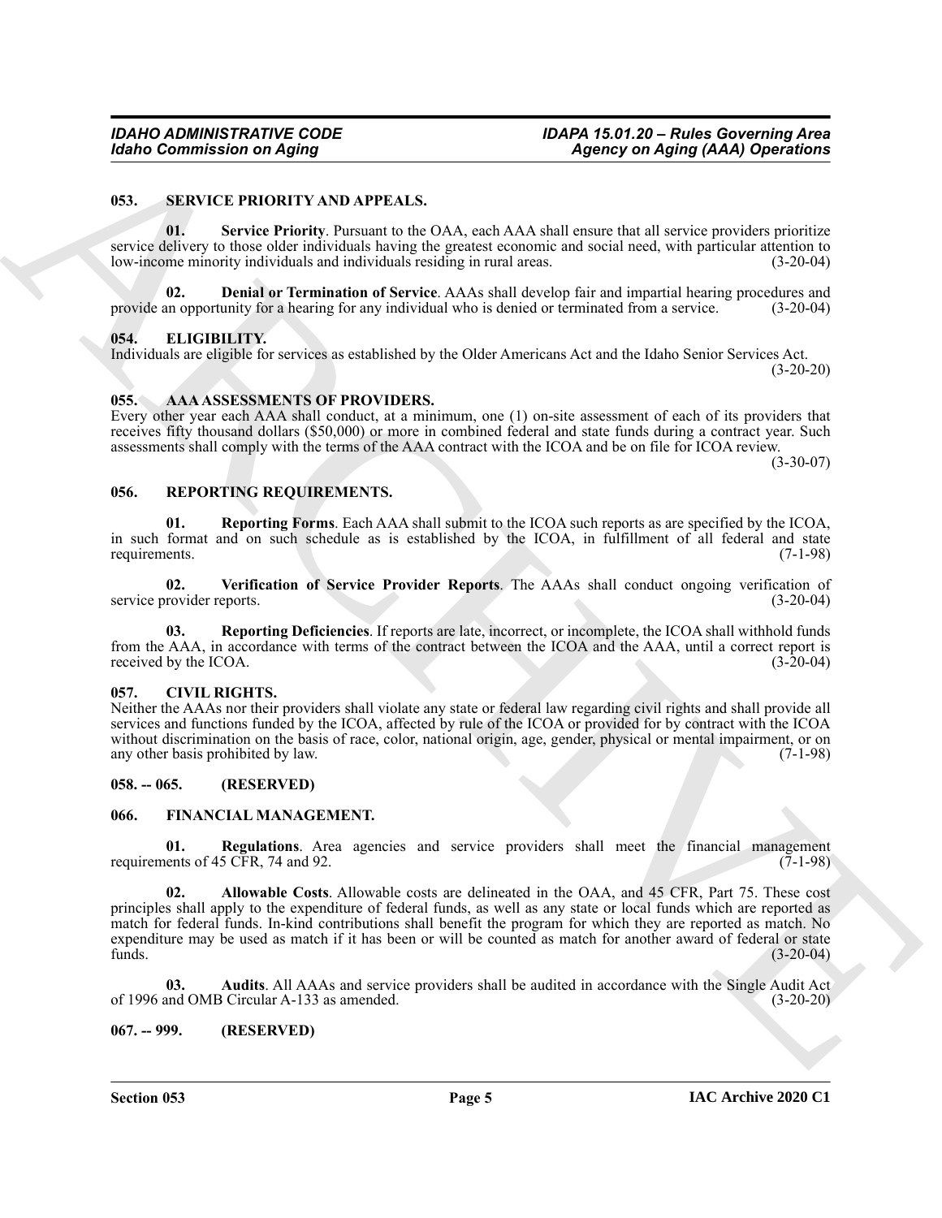### 053. SERVICE PRIORITY AND APPEALS.

**01. Service Priority**. Pursuant to the OAA, each AAA shall ensure that all service providers prioritize service delivery to those older individuals having the greatest economic and social need, with particular attention to low-income minority individuals and individuals residing in rural areas. (3-20-04)

**02. Denial or Termination of Service**. AAAs shall develop fair and impartial hearing procedures and provide an opportunity for a hearing for any individual who is denied or terminated from a service. (3-20-04)

### 054. ELIGIBILITY.

Individuals are eligible for services as established by the Older Americans Act and the Idaho Senior Services Act. (3-20-20)

### 055. AAA ASSESSMENTS OF PROVIDERS.

Every other year each AAA shall conduct, at a minimum, one (1) on-site assessment of each of its providers that receives fifty thousand dollars ($50,000) or more in combined federal and state funds during a contract year. Such assessments shall comply with the terms of the AAA contract with the ICOA and be on file for ICOA review. (3-30-07)

### 056. REPORTING REQUIREMENTS.

**01. Reporting Forms**. Each AAA shall submit to the ICOA such reports as are specified by the ICOA, in such format and on such schedule as is established by the ICOA, in fulfillment of all federal and state requirements. (7-1-98)

**02. Verification of Service Provider Reports**. The AAAs shall conduct ongoing verification of service provider reports. (3-20-04)

**03. Reporting Deficiencies**. If reports are late, incorrect, or incomplete, the ICOA shall withhold funds from the AAA, in accordance with terms of the contract between the ICOA and the AAA, until a correct report is received by the ICOA. (3-20-04)

### 057. CIVIL RIGHTS.

Neither the AAAs nor their providers shall violate any state or federal law regarding civil rights and shall provide all services and functions funded by the ICOA, affected by rule of the ICOA or provided for by contract with the ICOA without discrimination on the basis of race, color, national origin, age, gender, physical or mental impairment, or on any other basis prohibited by law. (7-1-98)

### 058. -- 065. (RESERVED)

### 066. FINANCIAL MANAGEMENT.

**01. Regulations**. Area agencies and service providers shall meet the financial management requirements of 45 CFR, 74 and 92. (7-1-98)

**02. Allowable Costs**. Allowable costs are delineated in the OAA, and 45 CFR, Part 75. These cost principles shall apply to the expenditure of federal funds, as well as any state or local funds which are reported as match for federal funds. In-kind contributions shall benefit the program for which they are reported as match. No expenditure may be used as match if it has been or will be counted as match for another award of federal or state funds. (3-20-04)

**03. Audits**. All AAAs and service providers shall be audited in accordance with the Single Audit Act of 1996 and OMB Circular A-133 as amended. (3-20-20)

### 067. -- 999. (RESERVED)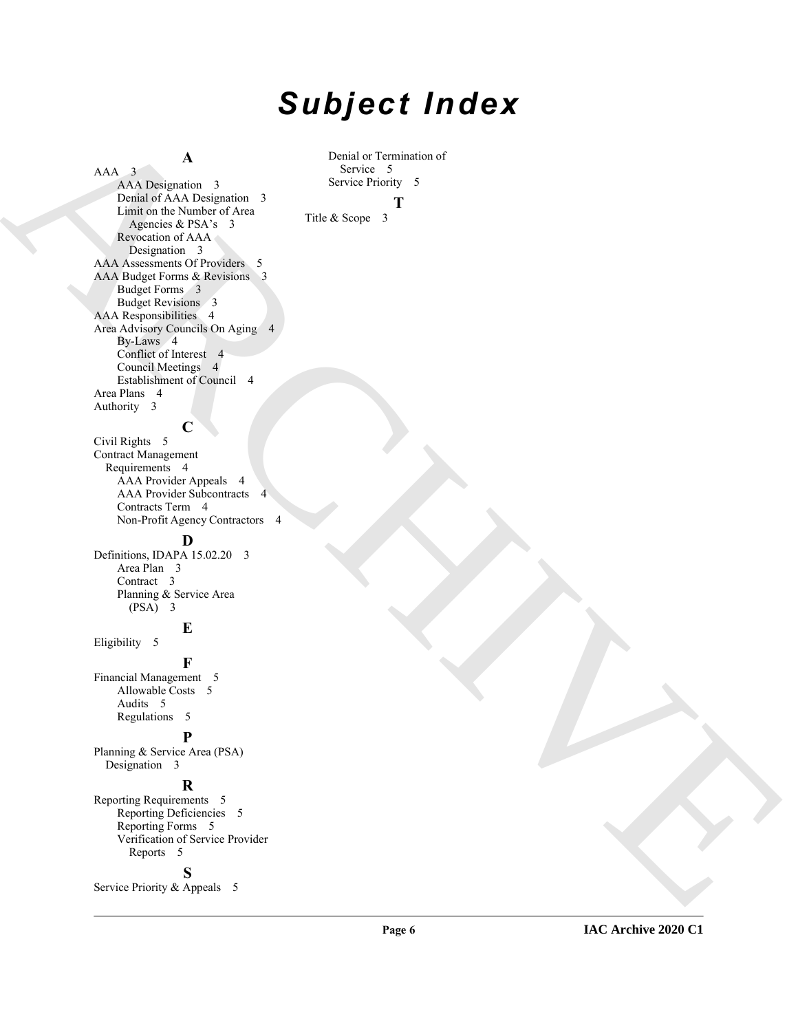# Subject Index

**A**

AAA 3
- AAA Designation 3
- Denial of AAA Designation 3
- Limit on the Number of Area Agencies & PSA's 3
- Revocation of AAA Designation 3

AAA Assessments Of Providers 5

AAA Budget Forms & Revisions 3
- Budget Forms 3
- Budget Revisions 3

AAA Responsibilities 4

Area Advisory Councils On Aging 4
- By-Laws 4
- Conflict of Interest 4
- Council Meetings 4
- Establishment of Council 4

Area Plans 4

Authority 3

**C**

Civil Rights 5

Contract Management Requirements 4
- AAA Provider Appeals 4
- AAA Provider Subcontracts 4
- Contracts Term 4
- Non-Profit Agency Contractors 4

**D**

Definitions, IDAPA 15.02.20 3
- Area Plan 3
- Contract 3
- Planning & Service Area (PSA) 3

**E**

Eligibility 5

**F**

Financial Management 5
- Allowable Costs 5
- Audits 5
- Regulations 5

**P**

Planning & Service Area (PSA) Designation 3

**R**

Reporting Requirements 5
- Reporting Deficiencies 5
- Reporting Forms 5
- Verification of Service Provider Reports 5

**S**

Service Priority & Appeals 5
- Denial or Termination of Service 5
- Service Priority 5

**T**

Title & Scope 3